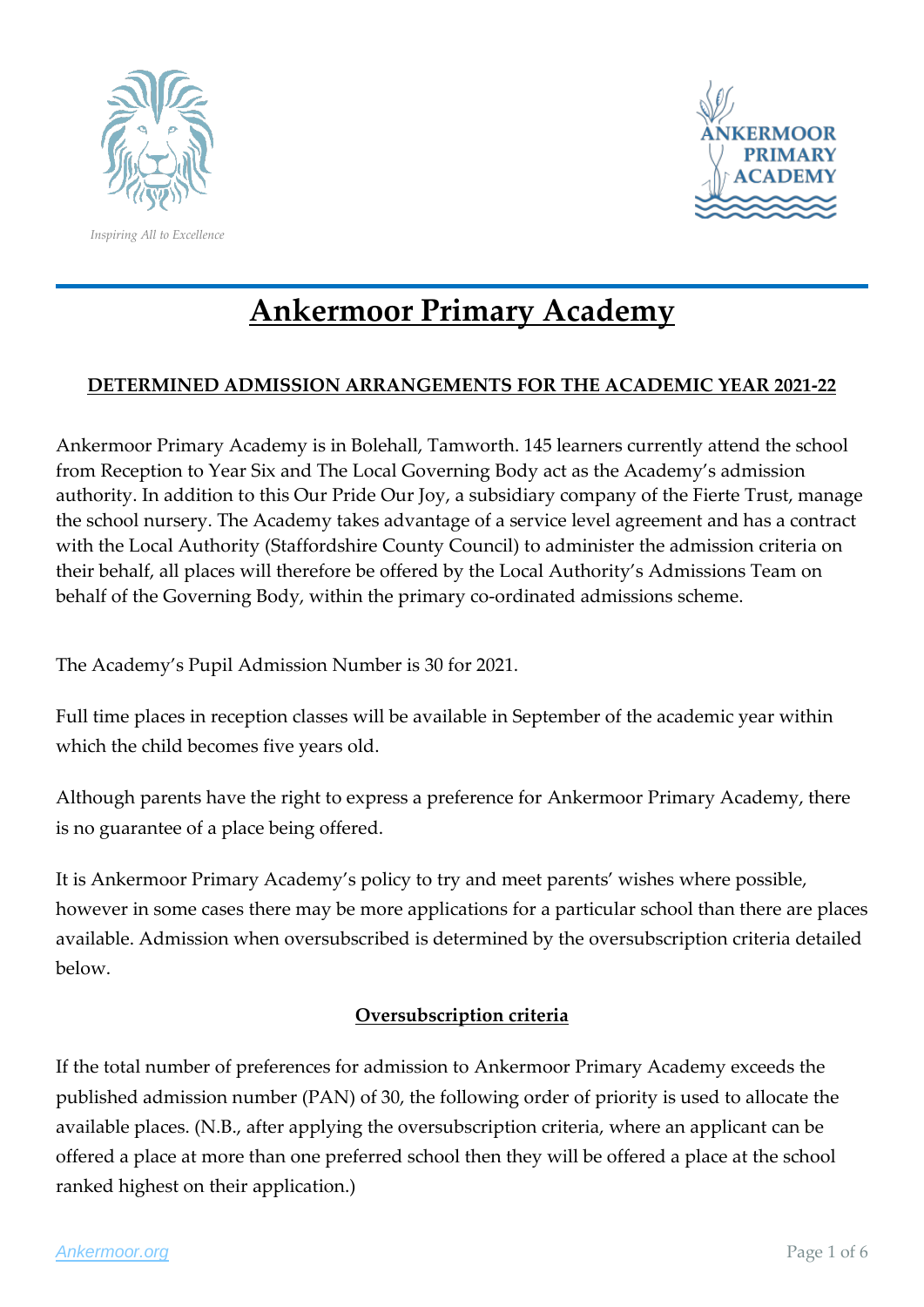*Inspiring All to Excellence*

# Ankermoor Primary Academy

## DETERMINED ADMISSION ARRANGEMENTS FOR THE ACADEMIC YEAR 2021-22

Ankermoor Primary Academy is in Bolehall, Tamworth. 145 learners currently attend the school from Reception to Year Six and The Local Governing Body act as the Academy's admission authority. In addition to this Our Pride Our Joy, a subsidiary company of the Fierte Trust, manage the school nursery. The Academy takes advantage of a service level agreement and has a contract with the Local Authority (Staffordshire County Council) to administer the admission criteria on their behalf, all places will therefore be offered by the Local Authority's Admissions Team on behalf of the Governing Body, within the primary co-ordinated admissions scheme.

The Academy's Pupil Admission Number is 30 for 2021.

Full time places in reception classes will be available in September of the academic year within which the child becomes five years old.

Although parents have the right to express a preference for Ankermoor Primary Academy, there is no guarantee of a place being offered.

It is Ankermoor Primary Academy's policy to try and meet parents' wishes where possible, however in some cases there may be more applications for a particular school than there are places available. Admission when oversubscribed is determined by the oversubscription criteria detailed below.

### Oversubscription criteria

If the total number of preferences for admission to Ankermoor Primary Academy exceeds the published admission number (PAN) of 30, the following order of priority is used to allocate the available places. (N.B., after applying the oversubscription criteria, where an applicant can be offered a place at more than one preferred school then they will be offered a place at the school ranked highest on their application.)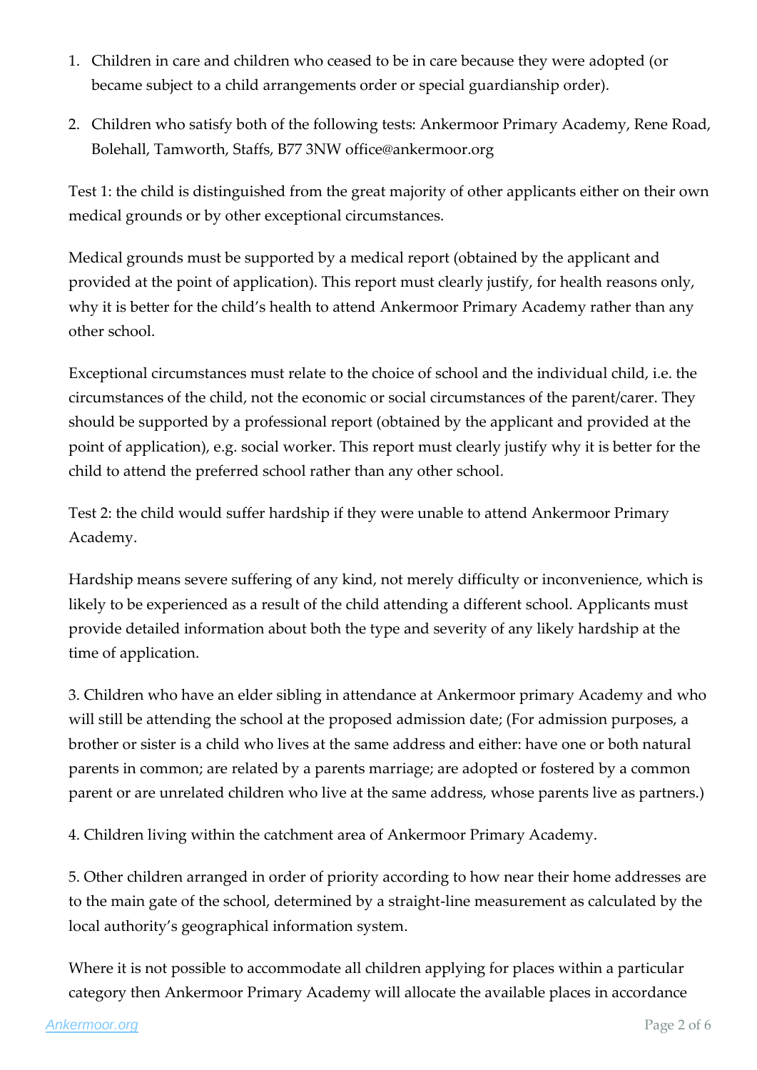1. Children in care and children who ceased to be in care because they were adopted (or became subject to a child arrangements order or special guardianship order).
2. Children who satisfy both of the following tests: Ankermoor Primary Academy, Rene Road, Bolehall, Tamworth, Staffs, B77 3NW office@ankermoor.org

Test 1: the child is distinguished from the great majority of other applicants either on their own medical grounds or by other exceptional circumstances.

Medical grounds must be supported by a medical report (obtained by the applicant and provided at the point of application). This report must clearly justify, for health reasons only, why it is better for the child's health to attend Ankermoor Primary Academy rather than any other school.

Exceptional circumstances must relate to the choice of school and the individual child, i.e. the circumstances of the child, not the economic or social circumstances of the parent/carer. They should be supported by a professional report (obtained by the applicant and provided at the point of application), e.g. social worker. This report must clearly justify why it is better for the child to attend the preferred school rather than any other school.

Test 2: the child would suffer hardship if they were unable to attend Ankermoor Primary Academy.

Hardship means severe suffering of any kind, not merely difficulty or inconvenience, which is likely to be experienced as a result of the child attending a different school. Applicants must provide detailed information about both the type and severity of any likely hardship at the time of application.

3. Children who have an elder sibling in attendance at Ankermoor primary Academy and who will still be attending the school at the proposed admission date; (For admission purposes, a brother or sister is a child who lives at the same address and either: have one or both natural parents in common; are related by a parents marriage; are adopted or fostered by a common parent or are unrelated children who live at the same address, whose parents live as partners.)

4. Children living within the catchment area of Ankermoor Primary Academy.

5. Other children arranged in order of priority according to how near their home addresses are to the main gate of the school, determined by a straight-line measurement as calculated by the local authority's geographical information system.

Where it is not possible to accommodate all children applying for places within a particular category then Ankermoor Primary Academy will allocate the available places in accordance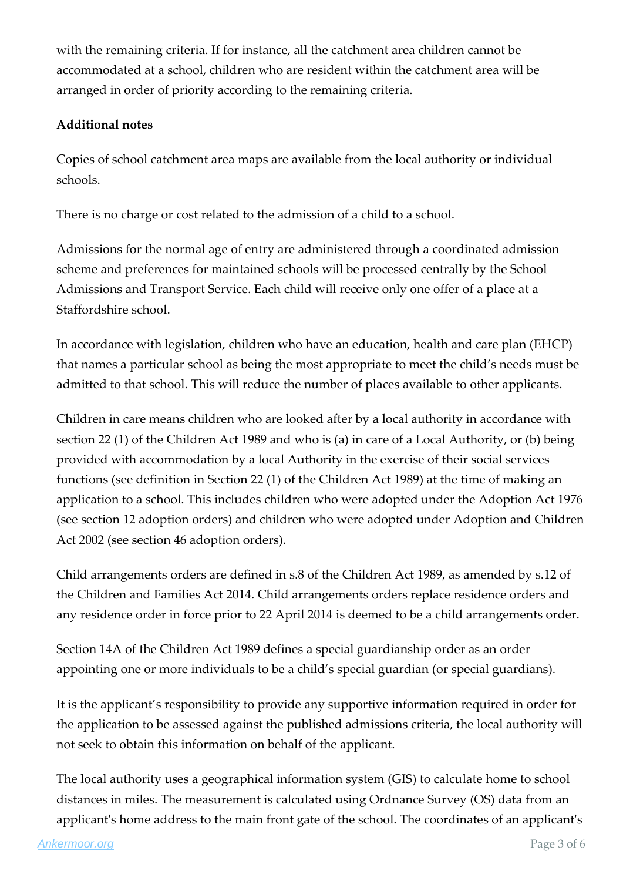with the remaining criteria. If for instance, all the catchment area children cannot be accommodated at a school, children who are resident within the catchment area will be arranged in order of priority according to the remaining criteria.

**Additional notes**

Copies of school catchment area maps are available from the local authority or individual schools.

There is no charge or cost related to the admission of a child to a school.

Admissions for the normal age of entry are administered through a coordinated admission scheme and preferences for maintained schools will be processed centrally by the School Admissions and Transport Service. Each child will receive only one offer of a place at a Staffordshire school.

In accordance with legislation, children who have an education, health and care plan (EHCP) that names a particular school as being the most appropriate to meet the child's needs must be admitted to that school. This will reduce the number of places available to other applicants.

Children in care means children who are looked after by a local authority in accordance with section 22 (1) of the Children Act 1989 and who is (a) in care of a Local Authority, or (b) being provided with accommodation by a local Authority in the exercise of their social services functions (see definition in Section 22 (1) of the Children Act 1989) at the time of making an application to a school. This includes children who were adopted under the Adoption Act 1976 (see section 12 adoption orders) and children who were adopted under Adoption and Children Act 2002 (see section 46 adoption orders).

Child arrangements orders are defined in s.8 of the Children Act 1989, as amended by s.12 of the Children and Families Act 2014. Child arrangements orders replace residence orders and any residence order in force prior to 22 April 2014 is deemed to be a child arrangements order.

Section 14A of the Children Act 1989 defines a special guardianship order as an order appointing one or more individuals to be a child's special guardian (or special guardians).

It is the applicant's responsibility to provide any supportive information required in order for the application to be assessed against the published admissions criteria, the local authority will not seek to obtain this information on behalf of the applicant.

The local authority uses a geographical information system (GIS) to calculate home to school distances in miles. The measurement is calculated using Ordnance Survey (OS) data from an applicant's home address to the main front gate of the school. The coordinates of an applicant's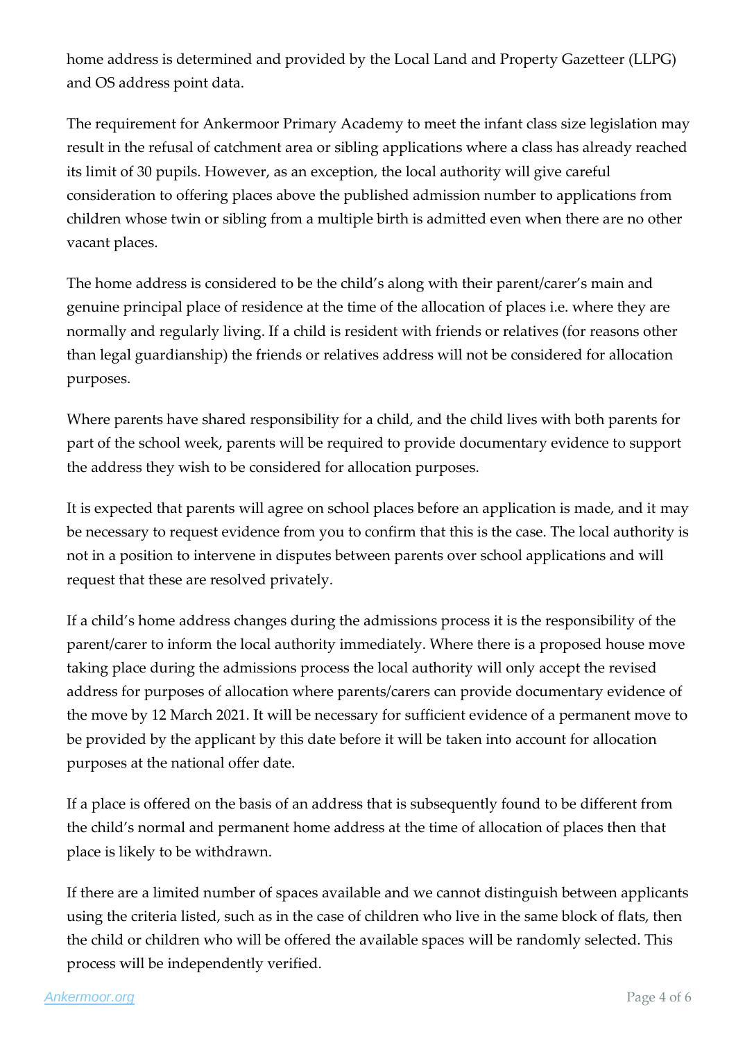home address is determined and provided by the Local Land and Property Gazetteer (LLPG) and OS address point data.

The requirement for Ankermoor Primary Academy to meet the infant class size legislation may result in the refusal of catchment area or sibling applications where a class has already reached its limit of 30 pupils. However, as an exception, the local authority will give careful consideration to offering places above the published admission number to applications from children whose twin or sibling from a multiple birth is admitted even when there are no other vacant places.

The home address is considered to be the child's along with their parent/carer's main and genuine principal place of residence at the time of the allocation of places i.e. where they are normally and regularly living. If a child is resident with friends or relatives (for reasons other than legal guardianship) the friends or relatives address will not be considered for allocation purposes.

Where parents have shared responsibility for a child, and the child lives with both parents for part of the school week, parents will be required to provide documentary evidence to support the address they wish to be considered for allocation purposes.

It is expected that parents will agree on school places before an application is made, and it may be necessary to request evidence from you to confirm that this is the case. The local authority is not in a position to intervene in disputes between parents over school applications and will request that these are resolved privately.

If a child's home address changes during the admissions process it is the responsibility of the parent/carer to inform the local authority immediately. Where there is a proposed house move taking place during the admissions process the local authority will only accept the revised address for purposes of allocation where parents/carers can provide documentary evidence of the move by 12 March 2021. It will be necessary for sufficient evidence of a permanent move to be provided by the applicant by this date before it will be taken into account for allocation purposes at the national offer date.

If a place is offered on the basis of an address that is subsequently found to be different from the child's normal and permanent home address at the time of allocation of places then that place is likely to be withdrawn.

If there are a limited number of spaces available and we cannot distinguish between applicants using the criteria listed, such as in the case of children who live in the same block of flats, then the child or children who will be offered the available spaces will be randomly selected. This process will be independently verified.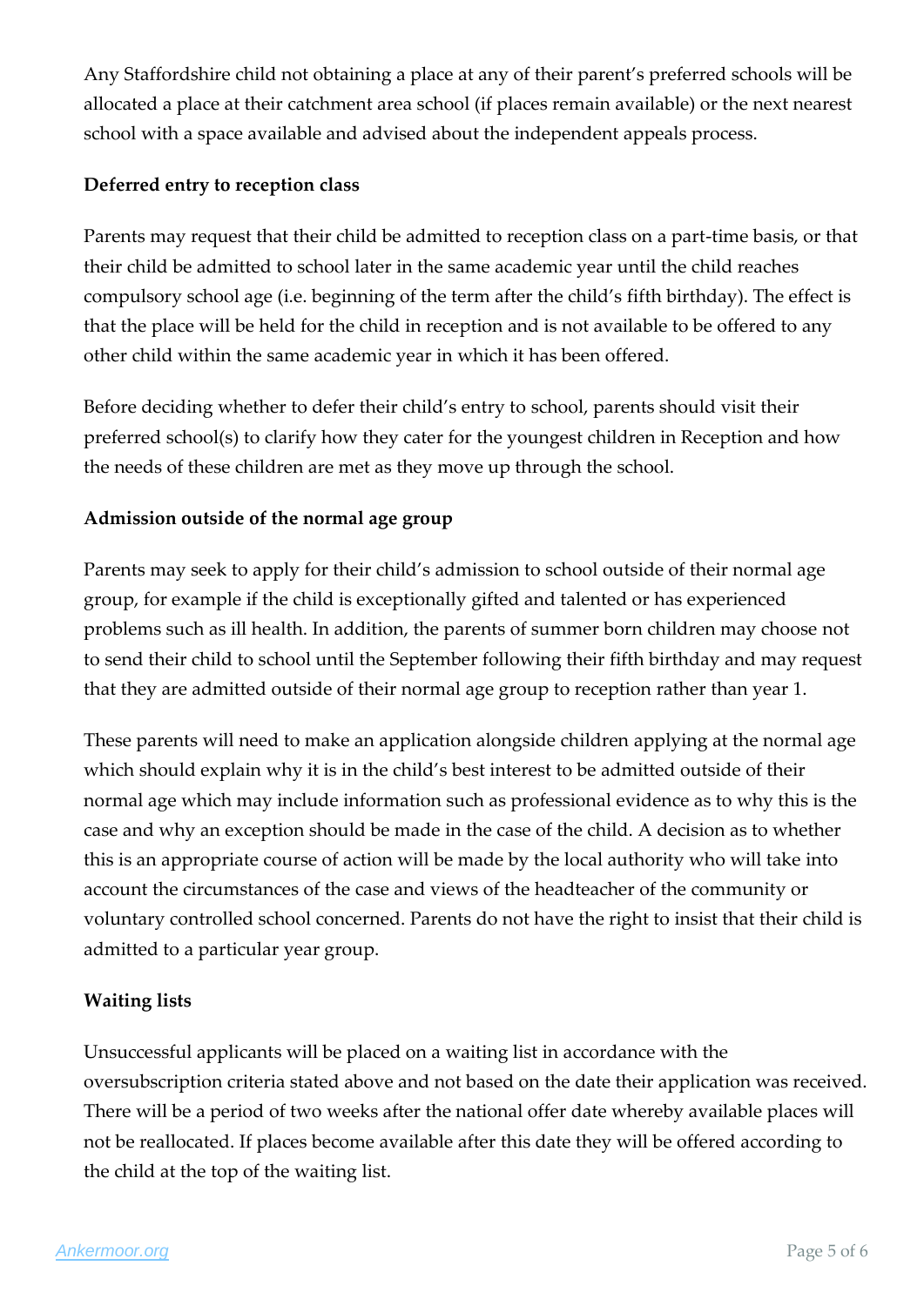Any Staffordshire child not obtaining a place at any of their parent's preferred schools will be allocated a place at their catchment area school (if places remain available) or the next nearest school with a space available and advised about the independent appeals process.

**Deferred entry to reception class**

Parents may request that their child be admitted to reception class on a part-time basis, or that their child be admitted to school later in the same academic year until the child reaches compulsory school age (i.e. beginning of the term after the child's fifth birthday). The effect is that the place will be held for the child in reception and is not available to be offered to any other child within the same academic year in which it has been offered.

Before deciding whether to defer their child's entry to school, parents should visit their preferred school(s) to clarify how they cater for the youngest children in Reception and how the needs of these children are met as they move up through the school.

**Admission outside of the normal age group**

Parents may seek to apply for their child's admission to school outside of their normal age group, for example if the child is exceptionally gifted and talented or has experienced problems such as ill health. In addition, the parents of summer born children may choose not to send their child to school until the September following their fifth birthday and may request that they are admitted outside of their normal age group to reception rather than year 1.

These parents will need to make an application alongside children applying at the normal age which should explain why it is in the child's best interest to be admitted outside of their normal age which may include information such as professional evidence as to why this is the case and why an exception should be made in the case of the child. A decision as to whether this is an appropriate course of action will be made by the local authority who will take into account the circumstances of the case and views of the headteacher of the community or voluntary controlled school concerned. Parents do not have the right to insist that their child is admitted to a particular year group.

**Waiting lists**

Unsuccessful applicants will be placed on a waiting list in accordance with the oversubscription criteria stated above and not based on the date their application was received. There will be a period of two weeks after the national offer date whereby available places will not be reallocated. If places become available after this date they will be offered according to the child at the top of the waiting list.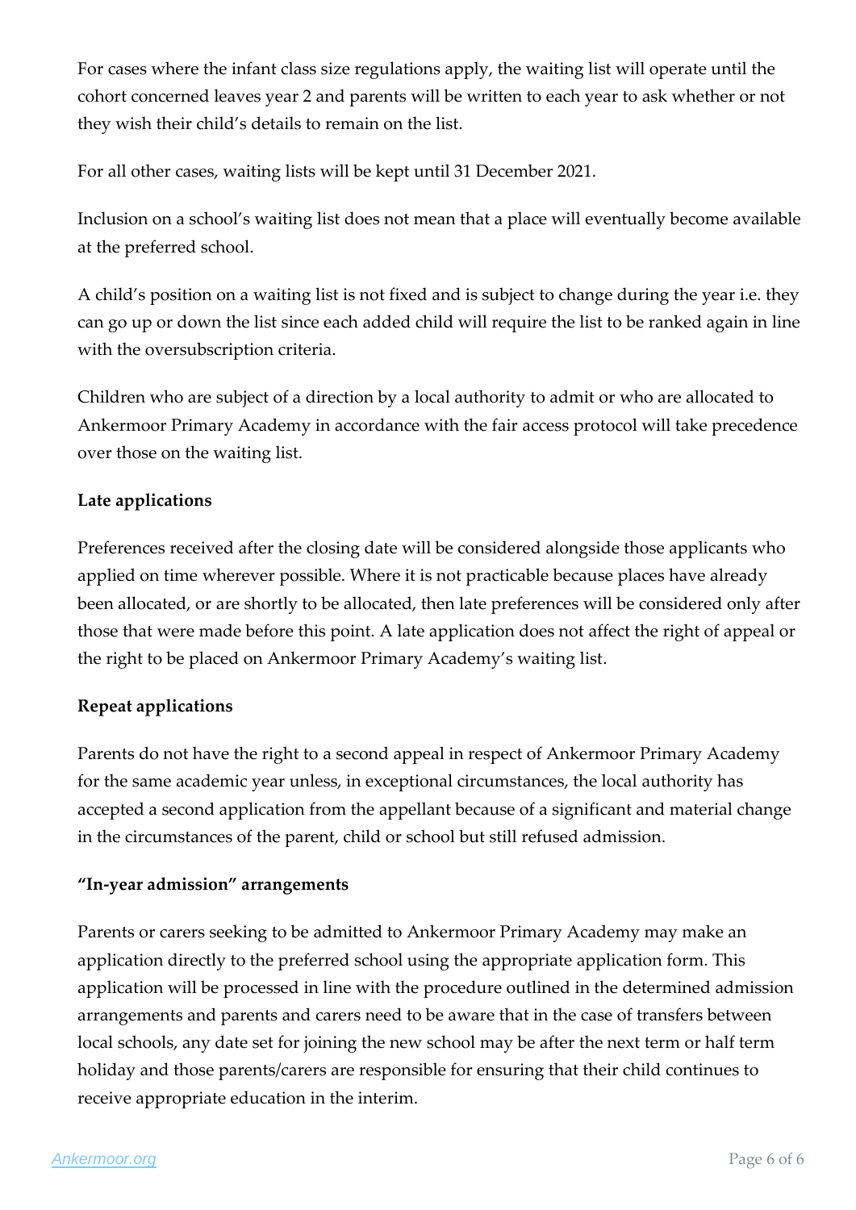For cases where the infant class size regulations apply, the waiting list will operate until the cohort concerned leaves year 2 and parents will be written to each year to ask whether or not they wish their child's details to remain on the list.

For all other cases, waiting lists will be kept until 31 December 2021.

Inclusion on a school's waiting list does not mean that a place will eventually become available at the preferred school.

A child's position on a waiting list is not fixed and is subject to change during the year i.e. they can go up or down the list since each added child will require the list to be ranked again in line with the oversubscription criteria.

Children who are subject of a direction by a local authority to admit or who are allocated to Ankermoor Primary Academy in accordance with the fair access protocol will take precedence over those on the waiting list.

**Late applications**

Preferences received after the closing date will be considered alongside those applicants who applied on time wherever possible. Where it is not practicable because places have already been allocated, or are shortly to be allocated, then late preferences will be considered only after those that were made before this point. A late application does not affect the right of appeal or the right to be placed on Ankermoor Primary Academy's waiting list.

**Repeat applications**

Parents do not have the right to a second appeal in respect of Ankermoor Primary Academy for the same academic year unless, in exceptional circumstances, the local authority has accepted a second application from the appellant because of a significant and material change in the circumstances of the parent, child or school but still refused admission.

**"In-year admission" arrangements**

Parents or carers seeking to be admitted to Ankermoor Primary Academy may make an application directly to the preferred school using the appropriate application form. This application will be processed in line with the procedure outlined in the determined admission arrangements and parents and carers need to be aware that in the case of transfers between local schools, any date set for joining the new school may be after the next term or half term holiday and those parents/carers are responsible for ensuring that their child continues to receive appropriate education in the interim.